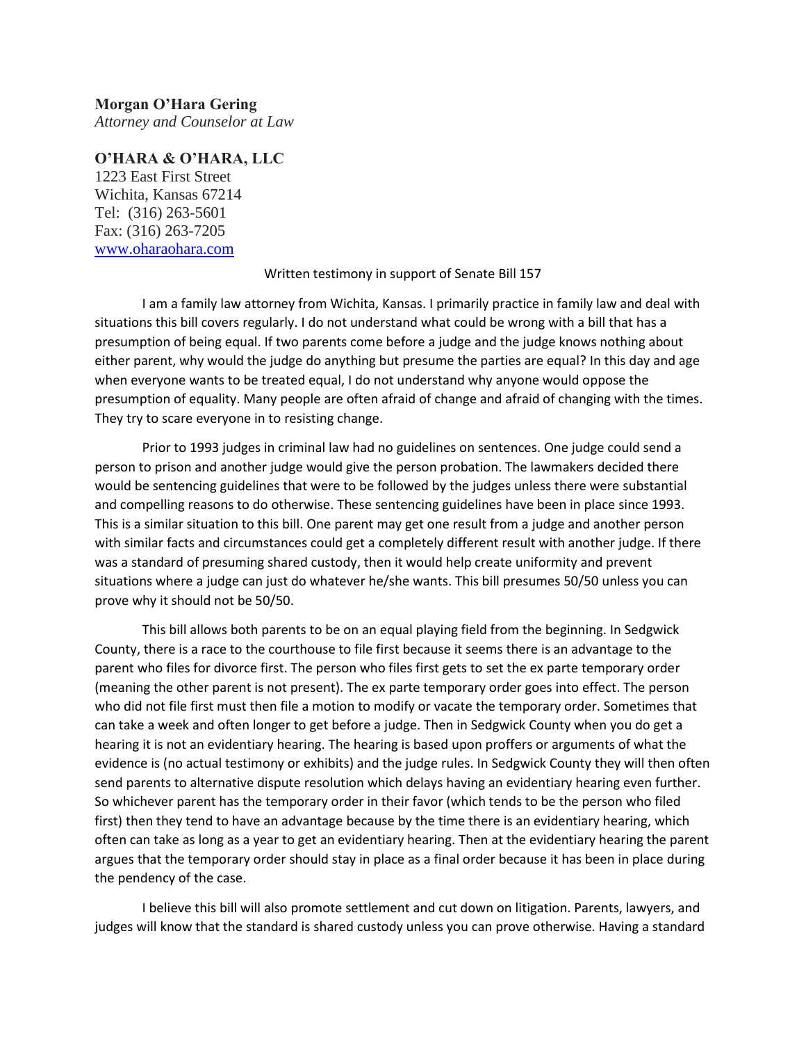**Morgan O'Hara Gering**
*Attorney and Counselor at Law*

**O'HARA & O'HARA, LLC**
1223 East First Street
Wichita, Kansas 67214
Tel: (316) 263-5601
Fax: (316) 263-7205
www.oharaohara.com

Written testimony in support of Senate Bill 157

I am a family law attorney from Wichita, Kansas. I primarily practice in family law and deal with situations this bill covers regularly. I do not understand what could be wrong with a bill that has a presumption of being equal. If two parents come before a judge and the judge knows nothing about either parent, why would the judge do anything but presume the parties are equal? In this day and age when everyone wants to be treated equal, I do not understand why anyone would oppose the presumption of equality. Many people are often afraid of change and afraid of changing with the times. They try to scare everyone in to resisting change.

Prior to 1993 judges in criminal law had no guidelines on sentences. One judge could send a person to prison and another judge would give the person probation. The lawmakers decided there would be sentencing guidelines that were to be followed by the judges unless there were substantial and compelling reasons to do otherwise. These sentencing guidelines have been in place since 1993. This is a similar situation to this bill. One parent may get one result from a judge and another person with similar facts and circumstances could get a completely different result with another judge. If there was a standard of presuming shared custody, then it would help create uniformity and prevent situations where a judge can just do whatever he/she wants. This bill presumes 50/50 unless you can prove why it should not be 50/50.

This bill allows both parents to be on an equal playing field from the beginning. In Sedgwick County, there is a race to the courthouse to file first because it seems there is an advantage to the parent who files for divorce first. The person who files first gets to set the ex parte temporary order (meaning the other parent is not present). The ex parte temporary order goes into effect. The person who did not file first must then file a motion to modify or vacate the temporary order. Sometimes that can take a week and often longer to get before a judge. Then in Sedgwick County when you do get a hearing it is not an evidentiary hearing. The hearing is based upon proffers or arguments of what the evidence is (no actual testimony or exhibits) and the judge rules. In Sedgwick County they will then often send parents to alternative dispute resolution which delays having an evidentiary hearing even further. So whichever parent has the temporary order in their favor (which tends to be the person who filed first) then they tend to have an advantage because by the time there is an evidentiary hearing, which often can take as long as a year to get an evidentiary hearing. Then at the evidentiary hearing the parent argues that the temporary order should stay in place as a final order because it has been in place during the pendency of the case.

I believe this bill will also promote settlement and cut down on litigation. Parents, lawyers, and judges will know that the standard is shared custody unless you can prove otherwise. Having a standard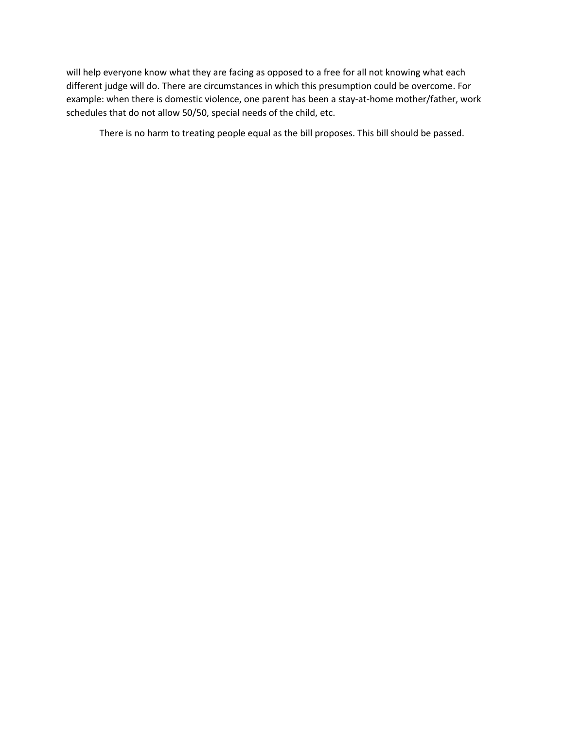will help everyone know what they are facing as opposed to a free for all not knowing what each different judge will do. There are circumstances in which this presumption could be overcome. For example: when there is domestic violence, one parent has been a stay-at-home mother/father, work schedules that do not allow 50/50, special needs of the child, etc.

There is no harm to treating people equal as the bill proposes. This bill should be passed.